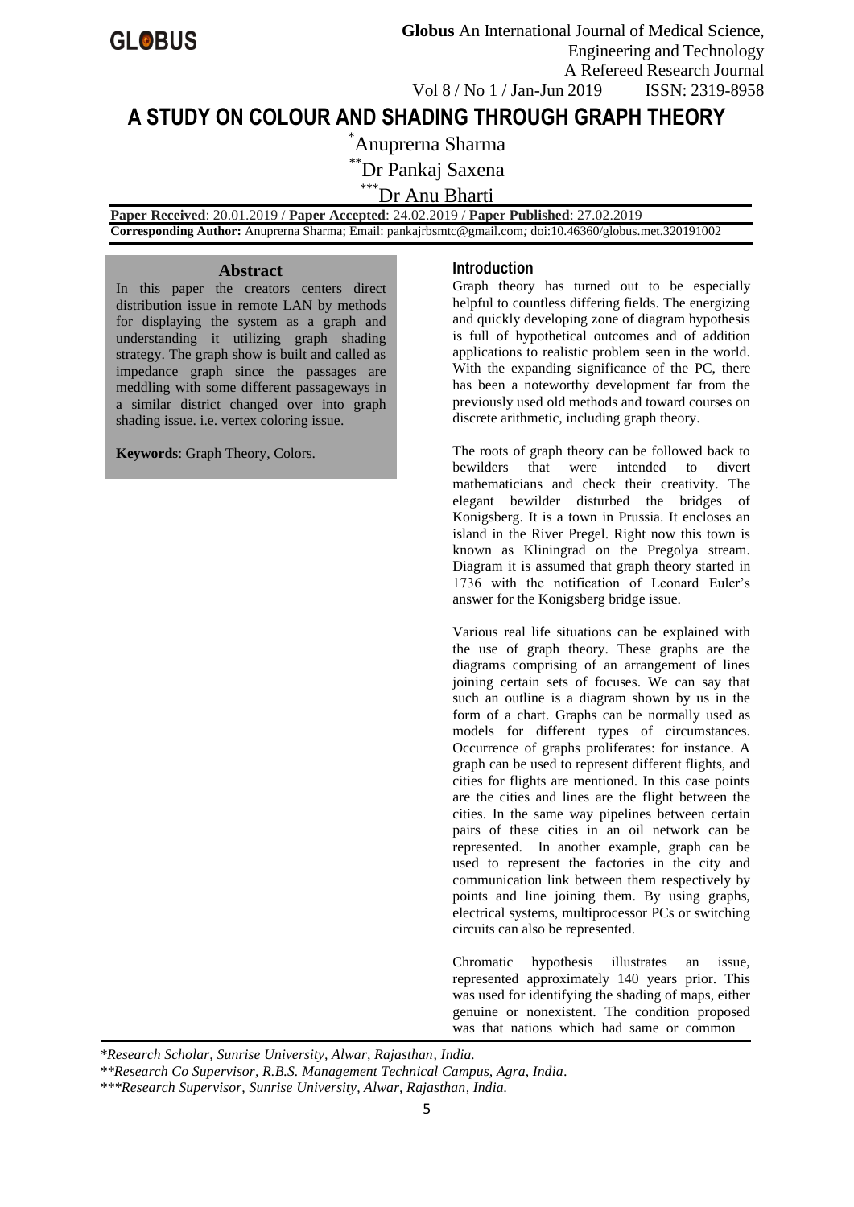# A STUDY ON COLOUR AND SHADING THROUGH GRAPH THEORY

*Anuprerna Sharma

**Dr Pankaj Saxena

***Dr Anu Bharti

**Paper Received**: 20.01.2019 / **Paper Accepted**: 24.02.2019 / **Paper Published**: 27.02.2019

**Corresponding Author:** Anuprerna Sharma; Email: pankajrbsmtc@gmail.com; doi:10.46360/globus.met.320191002

## Abstract

In this paper the creators centers direct distribution issue in remote LAN by methods for displaying the system as a graph and understanding it utilizing graph shading strategy. The graph show is built and called as impedance graph since the passages are meddling with some different passageways in a similar district changed over into graph shading issue. i.e. vertex coloring issue.

**Keywords**: Graph Theory, Colors.

## Introduction

Graph theory has turned out to be especially helpful to countless differing fields. The energizing and quickly developing zone of diagram hypothesis is full of hypothetical outcomes and of addition applications to realistic problem seen in the world. With the expanding significance of the PC, there has been a noteworthy development far from the previously used old methods and toward courses on discrete arithmetic, including graph theory.

The roots of graph theory can be followed back to bewilders that were intended to divert mathematicians and check their creativity. The elegant bewilder disturbed the bridges of Konigsberg. It is a town in Prussia. It encloses an island in the River Pregel. Right now this town is known as Kliningrad on the Pregolya stream. Diagram it is assumed that graph theory started in 1736 with the notification of Leonard Euler's answer for the Konigsberg bridge issue.

Various real life situations can be explained with the use of graph theory. These graphs are the diagrams comprising of an arrangement of lines joining certain sets of focuses. We can say that such an outline is a diagram shown by us in the form of a chart. Graphs can be normally used as models for different types of circumstances. Occurrence of graphs proliferates: for instance. A graph can be used to represent different flights, and cities for flights are mentioned. In this case points are the cities and lines are the flight between the cities. In the same way pipelines between certain pairs of these cities in an oil network can be represented. In another example, graph can be used to represent the factories in the city and communication link between them respectively by points and line joining them. By using graphs, electrical systems, multiprocessor PCs or switching circuits can also be represented.

Chromatic hypothesis illustrates an issue, represented approximately 140 years prior. This was used for identifying the shading of maps, either genuine or nonexistent. The condition proposed was that nations which had same or common

*Research Scholar, Sunrise University, Alwar, Rajasthan, India.*

*\*\*Research Co Supervisor, R.B.S. Management Technical Campus, Agra, India.*

*\*\*\*Research Supervisor, Sunrise University, Alwar, Rajasthan, India.*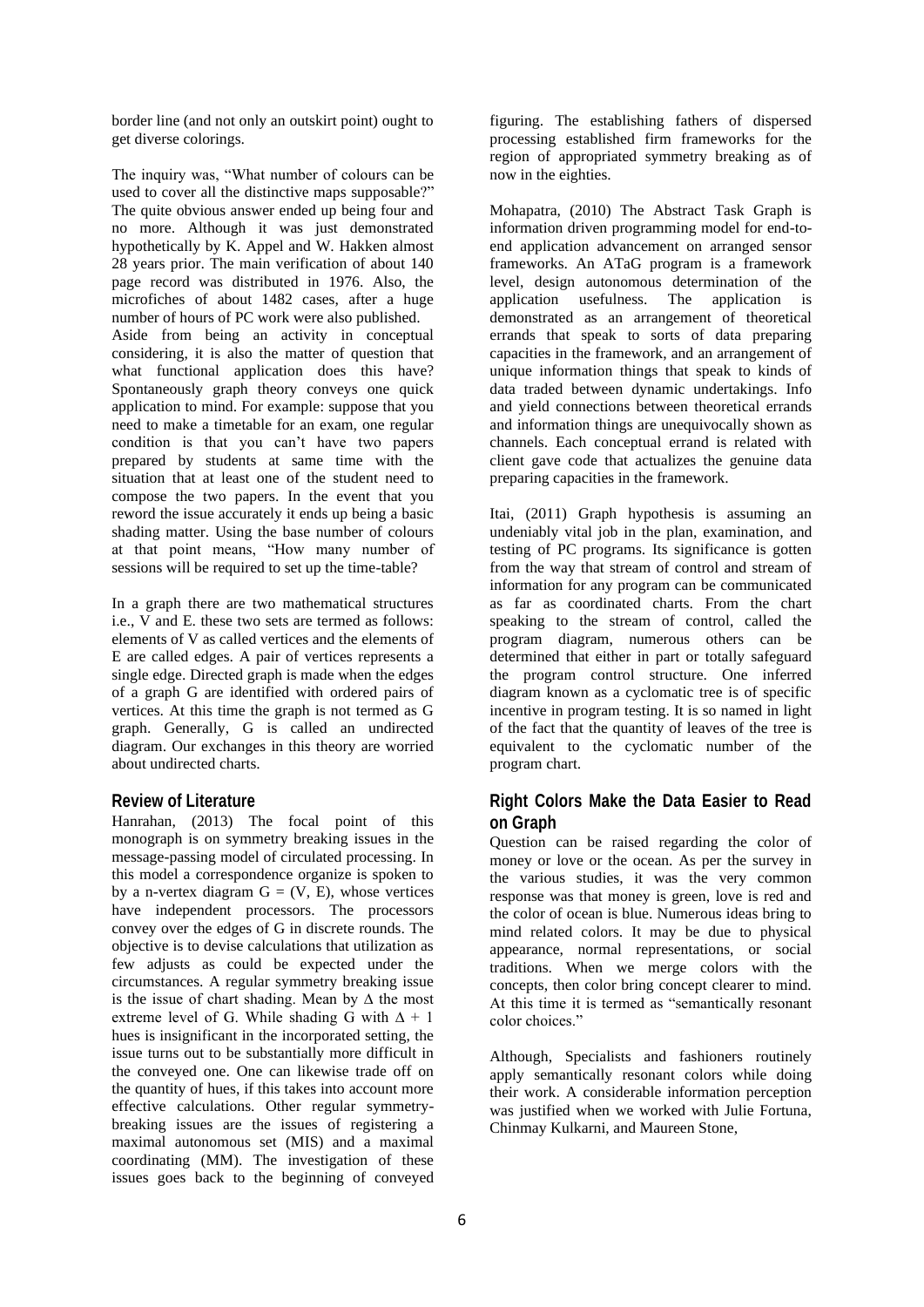border line (and not only an outskirt point) ought to get diverse colorings.

The inquiry was, "What number of colours can be used to cover all the distinctive maps supposable?" The quite obvious answer ended up being four and no more. Although it was just demonstrated hypothetically by K. Appel and W. Hakken almost 28 years prior. The main verification of about 140 page record was distributed in 1976. Also, the microfiches of about 1482 cases, after a huge number of hours of PC work were also published.
Aside from being an activity in conceptual considering, it is also the matter of question that what functional application does this have? Spontaneously graph theory conveys one quick application to mind. For example: suppose that you need to make a timetable for an exam, one regular condition is that you can't have two papers prepared by students at same time with the situation that at least one of the student need to compose the two papers. In the event that you reword the issue accurately it ends up being a basic shading matter. Using the base number of colours at that point means, "How many number of sessions will be required to set up the time-table?

In a graph there are two mathematical structures i.e., V and E. these two sets are termed as follows: elements of V as called vertices and the elements of E are called edges. A pair of vertices represents a single edge. Directed graph is made when the edges of a graph G are identified with ordered pairs of vertices. At this time the graph is not termed as G graph. Generally, G is called an undirected diagram. Our exchanges in this theory are worried about undirected charts.

## Review of Literature

Hanrahan, (2013) The focal point of this monograph is on symmetry breaking issues in the message-passing model of circulated processing. In this model a correspondence organize is spoken to by a n-vertex diagram $G = (V, E)$, whose vertices have independent processors. The processors convey over the edges of G in discrete rounds. The objective is to devise calculations that utilization as few adjusts as could be expected under the circumstances. A regular symmetry breaking issue is the issue of chart shading. Mean by $\Delta$ the most extreme level of G. While shading G with $\Delta + 1$ hues is insignificant in the incorporated setting, the issue turns out to be substantially more difficult in the conveyed one. One can likewise trade off on the quantity of hues, if this takes into account more effective calculations. Other regular symmetry-breaking issues are the issues of registering a maximal autonomous set (MIS) and a maximal coordinating (MM). The investigation of these issues goes back to the beginning of conveyed figuring. The establishing fathers of dispersed processing established firm frameworks for the region of appropriated symmetry breaking as of now in the eighties.

Mohapatra, (2010) The Abstract Task Graph is information driven programming model for end-to-end application advancement on arranged sensor frameworks. An ATaG program is a framework level, design autonomous determination of the application usefulness. The application is demonstrated as an arrangement of theoretical errands that speak to sorts of data preparing capacities in the framework, and an arrangement of unique information things that speak to kinds of data traded between dynamic undertakings. Info and yield connections between theoretical errands and information things are unequivocally shown as channels. Each conceptual errand is related with client gave code that actualizes the genuine data preparing capacities in the framework.

Itai, (2011) Graph hypothesis is assuming an undeniably vital job in the plan, examination, and testing of PC programs. Its significance is gotten from the way that stream of control and stream of information for any program can be communicated as far as coordinated charts. From the chart speaking to the stream of control, called the program diagram, numerous others can be determined that either in part or totally safeguard the program control structure. One inferred diagram known as a cyclomatic tree is of specific incentive in program testing. It is so named in light of the fact that the quantity of leaves of the tree is equivalent to the cyclomatic number of the program chart.

## Right Colors Make the Data Easier to Read on Graph

Question can be raised regarding the color of money or love or the ocean. As per the survey in the various studies, it was the very common response was that money is green, love is red and the color of ocean is blue. Numerous ideas bring to mind related colors. It may be due to physical appearance, normal representations, or social traditions. When we merge colors with the concepts, then color bring concept clearer to mind. At this time it is termed as "semantically resonant color choices."

Although, Specialists and fashioners routinely apply semantically resonant colors while doing their work. A considerable information perception was justified when we worked with Julie Fortuna, Chinmay Kulkarni, and Maureen Stone,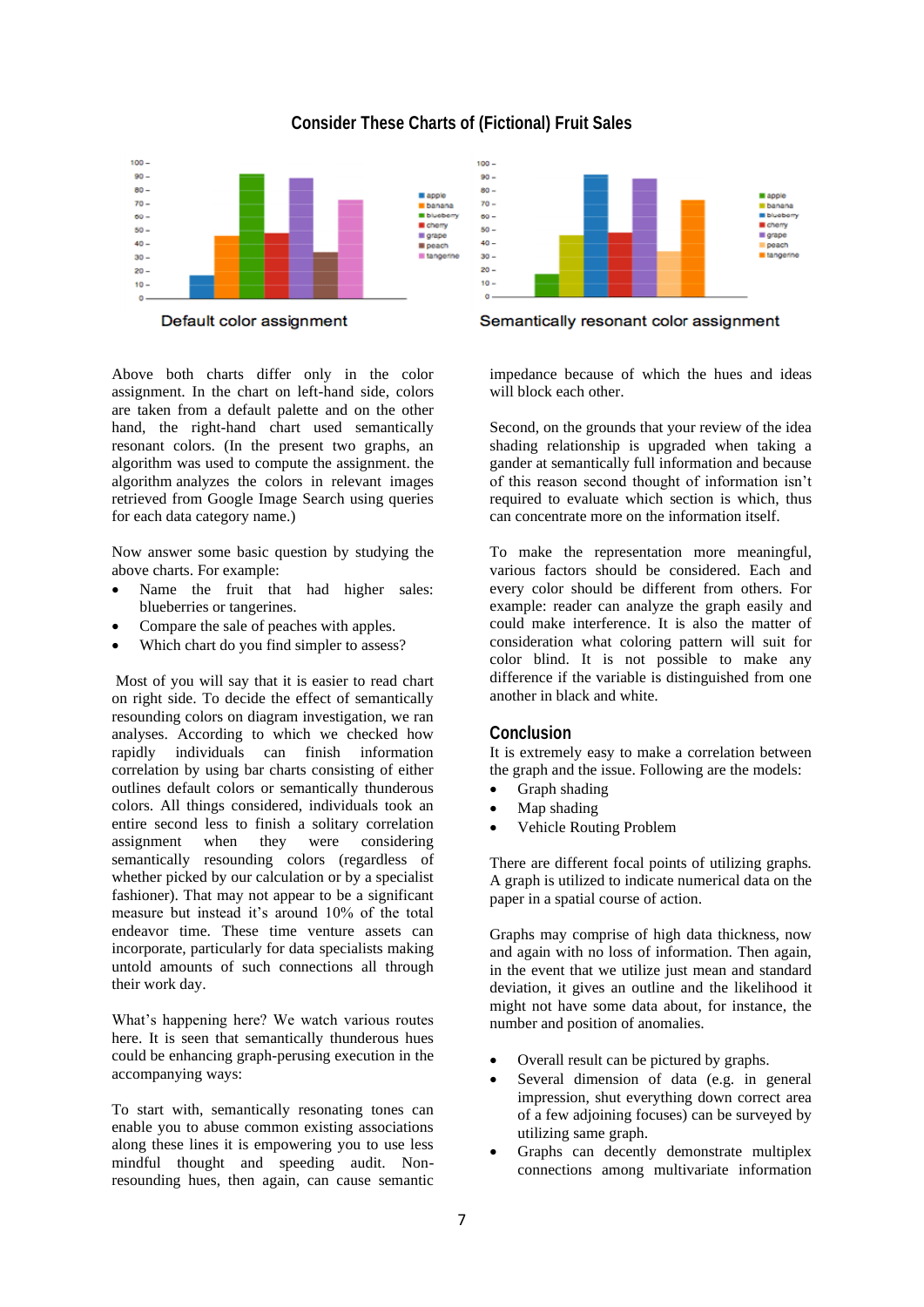## Consider These Charts of (Fictional) Fruit Sales

Default color assignment

Semantically resonant color assignment

Above both charts differ only in the color assignment. In the chart on left-hand side, colors are taken from a default palette and on the other hand, the right-hand chart used semantically resonant colors. (In the present two graphs, an algorithm was used to compute the assignment. the algorithm analyzes the colors in relevant images retrieved from Google Image Search using queries for each data category name.)

Now answer some basic question by studying the above charts. For example:

- Name the fruit that had higher sales: blueberries or tangerines.
- Compare the sale of peaches with apples.
- Which chart do you find simpler to assess?

Most of you will say that it is easier to read chart on right side. To decide the effect of semantically resounding colors on diagram investigation, we ran analyses. According to which we checked how rapidly individuals can finish information correlation by using bar charts consisting of either outlines default colors or semantically thunderous colors. All things considered, individuals took an entire second less to finish a solitary correlation assignment when they were considering semantically resounding colors (regardless of whether picked by our calculation or by a specialist fashioner). That may not appear to be a significant measure but instead it's around 10% of the total endeavor time. These time venture assets can incorporate, particularly for data specialists making untold amounts of such connections all through their work day.

What's happening here? We watch various routes here. It is seen that semantically thunderous hues could be enhancing graph-perusing execution in the accompanying ways:

To start with, semantically resonating tones can enable you to abuse common existing associations along these lines it is empowering you to use less mindful thought and speeding audit. Non-resounding hues, then again, can cause semantic impedance because of which the hues and ideas will block each other.

Second, on the grounds that your review of the idea shading relationship is upgraded when taking a gander at semantically full information and because of this reason second thought of information isn't required to evaluate which section is which, thus can concentrate more on the information itself.

To make the representation more meaningful, various factors should be considered. Each and every color should be different from others. For example: reader can analyze the graph easily and could make interference. It is also the matter of consideration what coloring pattern will suit for color blind. It is not possible to make any difference if the variable is distinguished from one another in black and white.

## Conclusion

It is extremely easy to make a correlation between the graph and the issue. Following are the models:

- Graph shading
- Map shading
- Vehicle Routing Problem

There are different focal points of utilizing graphs. A graph is utilized to indicate numerical data on the paper in a spatial course of action.

Graphs may comprise of high data thickness, now and again with no loss of information. Then again, in the event that we utilize just mean and standard deviation, it gives an outline and the likelihood it might not have some data about, for instance, the number and position of anomalies.

- Overall result can be pictured by graphs.
- Several dimension of data (e.g. in general impression, shut everything down correct area of a few adjoining focuses) can be surveyed by utilizing same graph.
- Graphs can decently demonstrate multiplex connections among multivariate information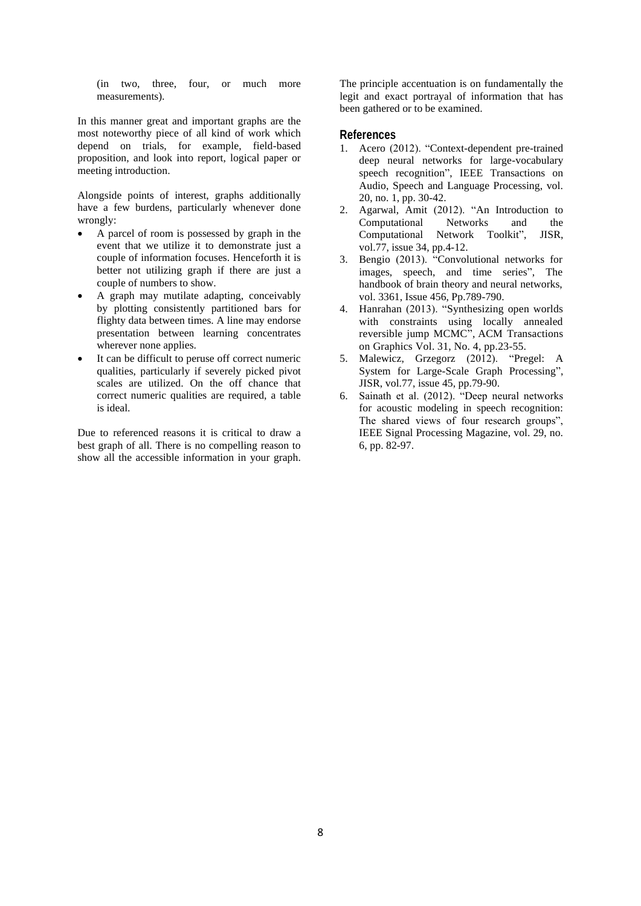(in two, three, four, or much more measurements).

In this manner great and important graphs are the most noteworthy piece of all kind of work which depend on trials, for example, field-based proposition, and look into report, logical paper or meeting introduction.

Alongside points of interest, graphs additionally have a few burdens, particularly whenever done wrongly:

- A parcel of room is possessed by graph in the event that we utilize it to demonstrate just a couple of information focuses. Henceforth it is better not utilizing graph if there are just a couple of numbers to show.
- A graph may mutilate adapting, conceivably by plotting consistently partitioned bars for flighty data between times. A line may endorse presentation between learning concentrates wherever none applies.
- It can be difficult to peruse off correct numeric qualities, particularly if severely picked pivot scales are utilized. On the off chance that correct numeric qualities are required, a table is ideal.

Due to referenced reasons it is critical to draw a best graph of all. There is no compelling reason to show all the accessible information in your graph. The principle accentuation is on fundamentally the legit and exact portrayal of information that has been gathered or to be examined.

## References

1. Acero (2012). "Context-dependent pre-trained deep neural networks for large-vocabulary speech recognition", IEEE Transactions on Audio, Speech and Language Processing, vol. 20, no. 1, pp. 30-42.
2. Agarwal, Amit (2012). "An Introduction to Computational Networks and the Computational Network Toolkit", JISR, vol.77, issue 34, pp.4-12.
3. Bengio (2013). "Convolutional networks for images, speech, and time series", The handbook of brain theory and neural networks, vol. 3361, Issue 456, Pp.789-790.
4. Hanrahan (2013). "Synthesizing open worlds with constraints using locally annealed reversible jump MCMC", ACM Transactions on Graphics Vol. 31, No. 4, pp.23-55.
5. Malewicz, Grzegorz (2012). "Pregel: A System for Large-Scale Graph Processing", JISR, vol.77, issue 45, pp.79-90.
6. Sainath et al. (2012). "Deep neural networks for acoustic modeling in speech recognition: The shared views of four research groups", IEEE Signal Processing Magazine, vol. 29, no. 6, pp. 82-97.